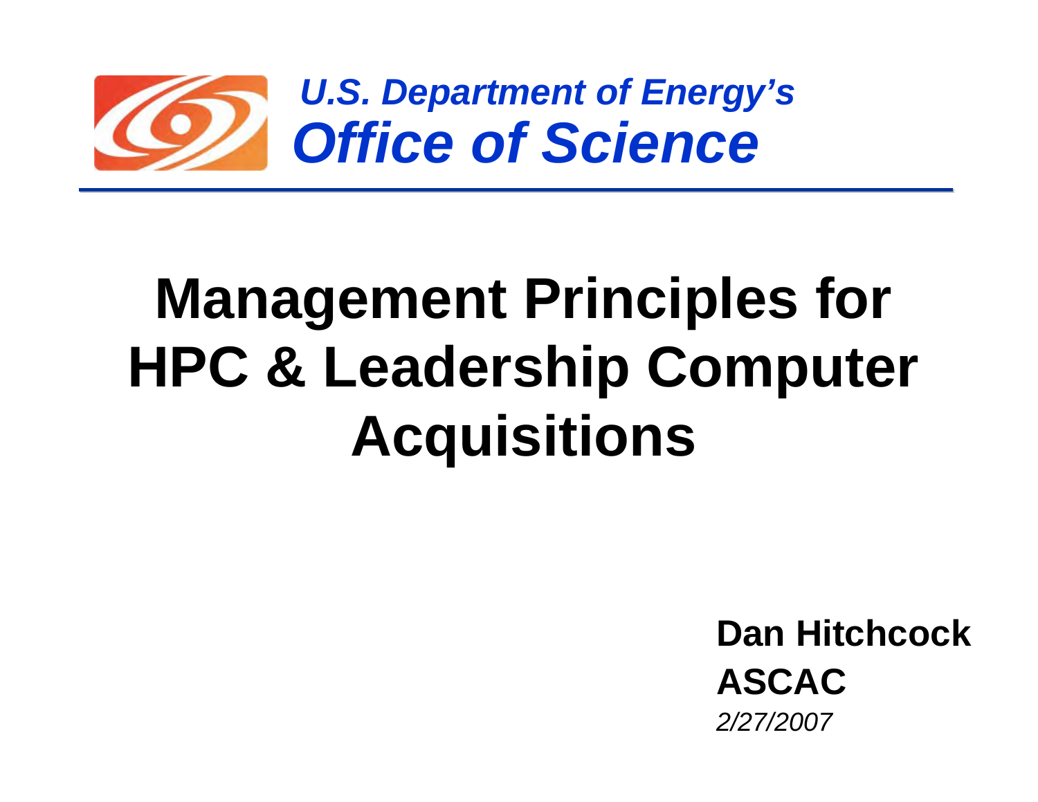*U.S. Department of Energy's*

***Office of Science***

# Management Principles for HPC & Leadership Computer Acquisitions

**Dan Hitchcock**

**ASCAC**

*2/27/2007*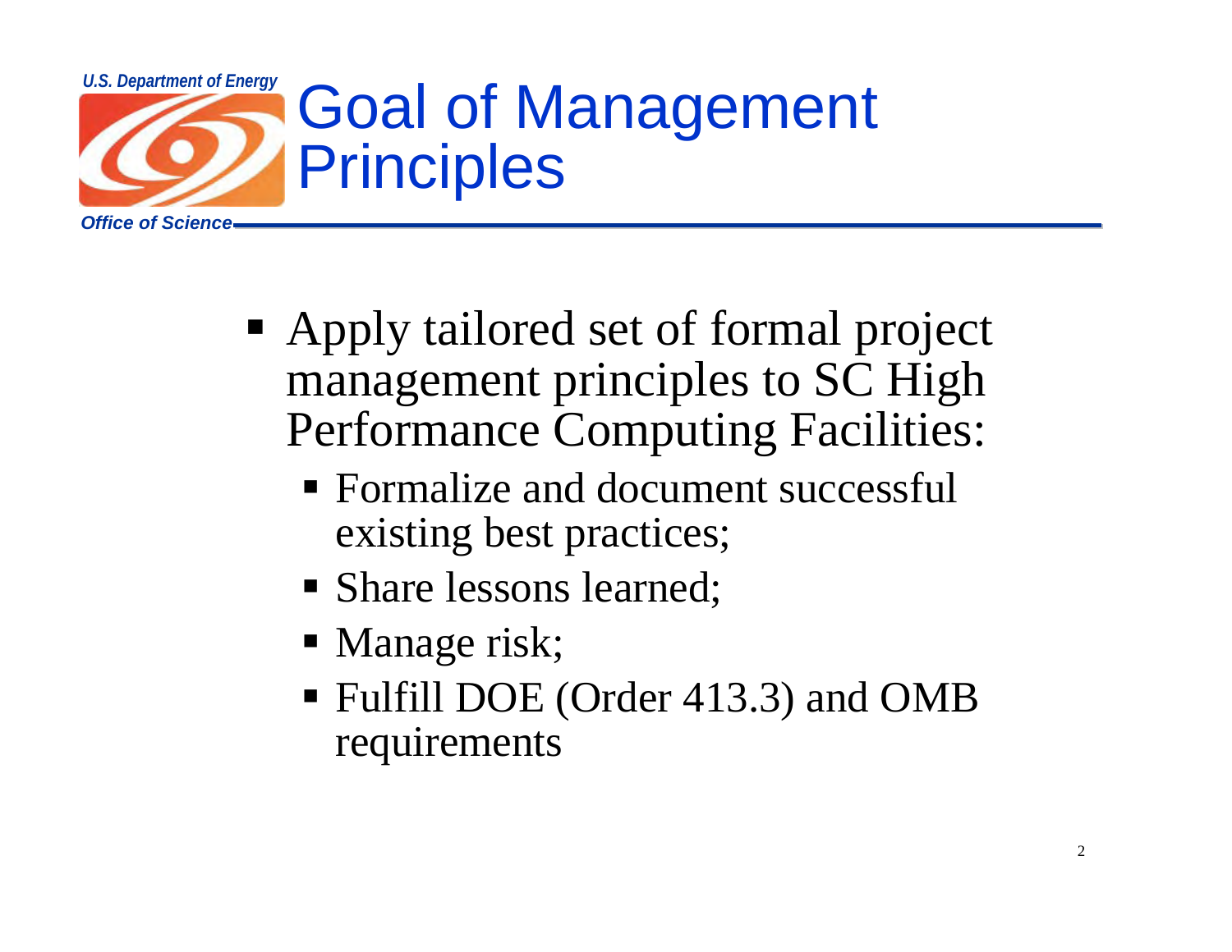# Goal of Management Principles

- Apply tailored set of formal project management principles to SC High Performance Computing Facilities:
  - Formalize and document successful existing best practices;
  - Share lessons learned;
  - Manage risk;
  - Fulfill DOE (Order 413.3) and OMB requirements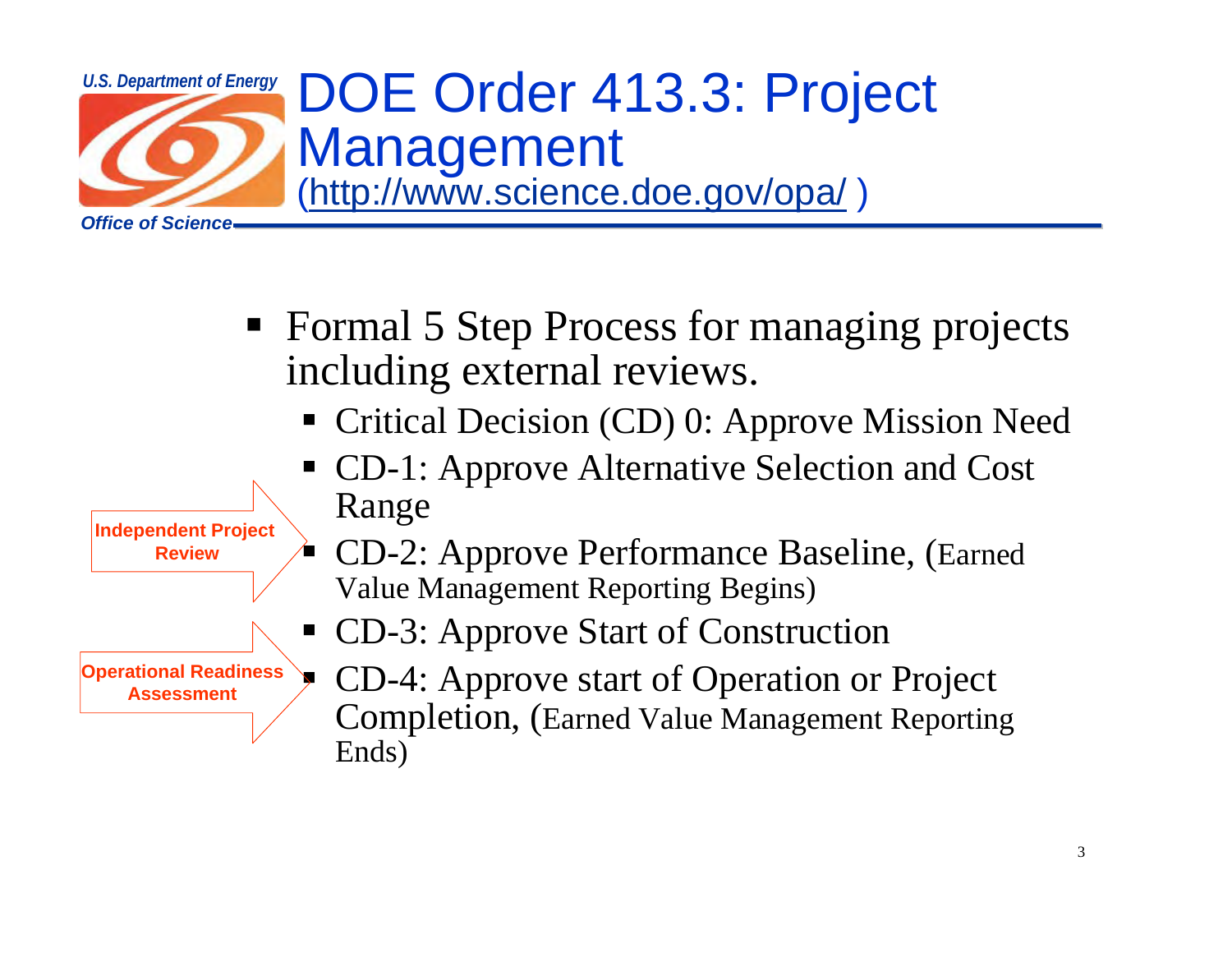# DOE Order 413.3: Project Management

(http://www.science.doe.gov/opa/ )

- Formal 5 Step Process for managing projects including external reviews.
  - Critical Decision (CD) 0: Approve Mission Need
  - CD-1: Approve Alternative Selection and Cost Range
  - CD-2: Approve Performance Baseline, (Earned Value Management Reporting Begins)
  - CD-3: Approve Start of Construction
  - CD-4: Approve start of Operation or Project Completion, (Earned Value Management Reporting Ends)

**Independent Project Review**

**Operational Readiness Assessment**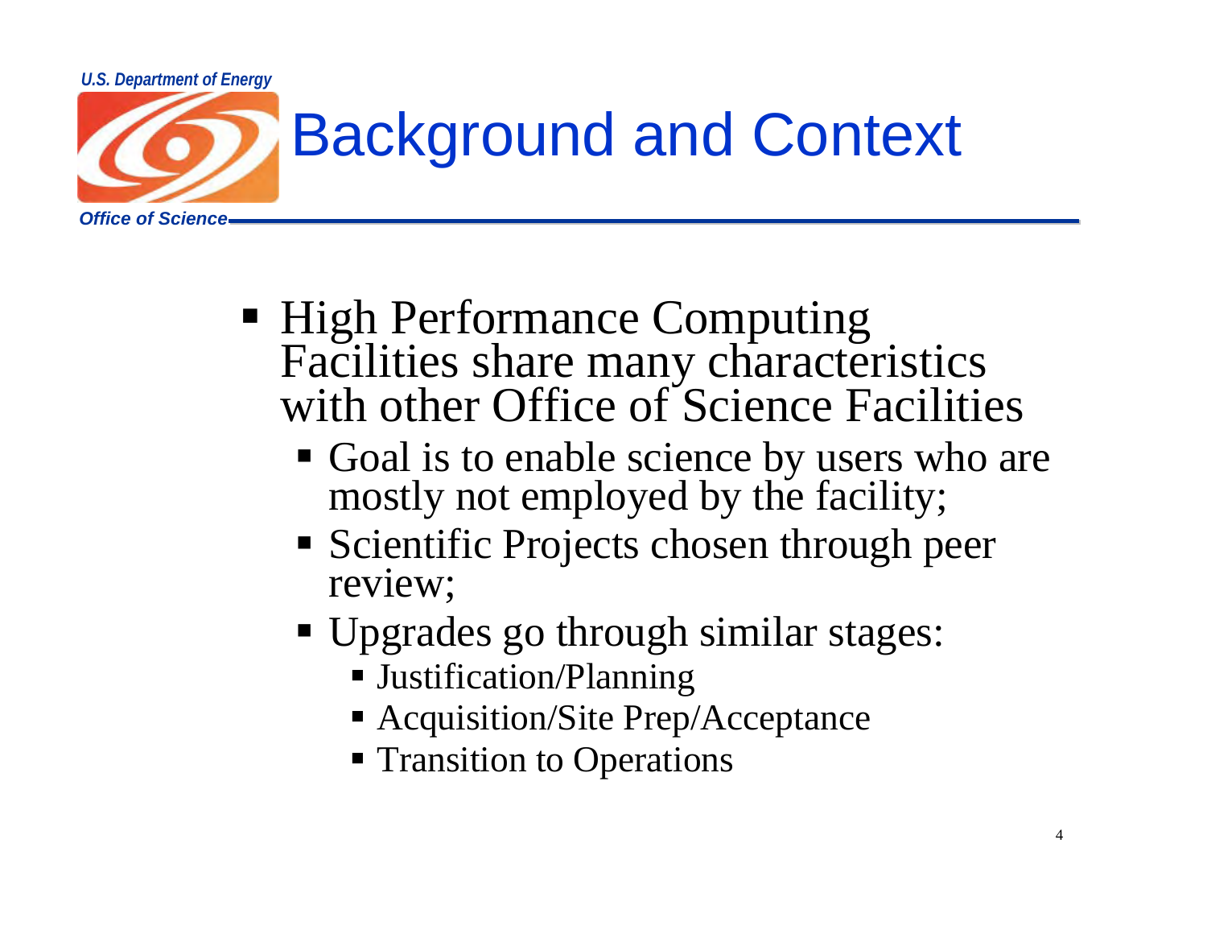# Background and Context

- High Performance Computing Facilities share many characteristics with other Office of Science Facilities
  - Goal is to enable science by users who are mostly not employed by the facility;
  - Scientific Projects chosen through peer review;
  - Upgrades go through similar stages:
    - Justification/Planning
    - Acquisition/Site Prep/Acceptance
    - Transition to Operations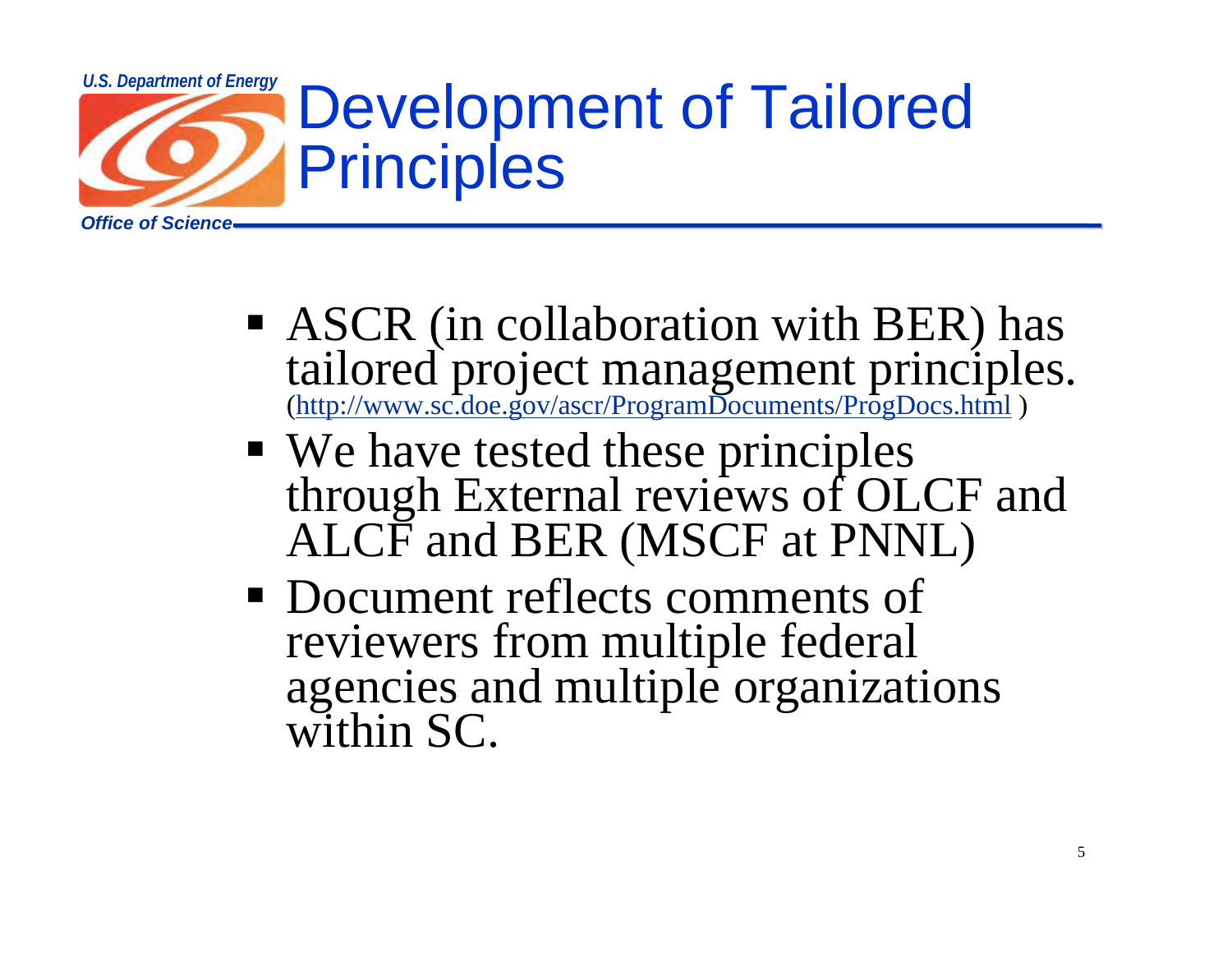# Development of Tailored Principles

- ASCR (in collaboration with BER) has tailored project management principles. (http://www.sc.doe.gov/ascr/ProgramDocuments/ProgDocs.html )
- We have tested these principles through External reviews of OLCF and ALCF and BER (MSCF at PNNL)
- Document reflects comments of reviewers from multiple federal agencies and multiple organizations within SC.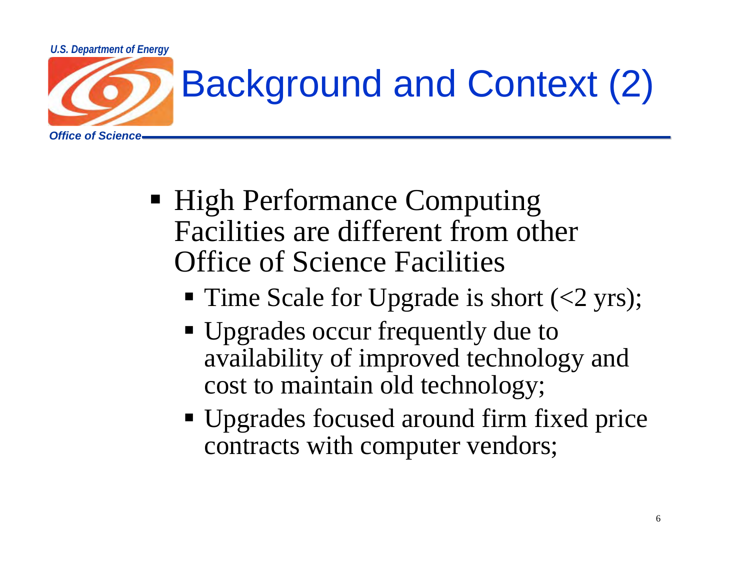# Background and Context (2)

- High Performance Computing Facilities are different from other Office of Science Facilities
  - Time Scale for Upgrade is short (<2 yrs);
  - Upgrades occur frequently due to availability of improved technology and cost to maintain old technology;
  - Upgrades focused around firm fixed price contracts with computer vendors;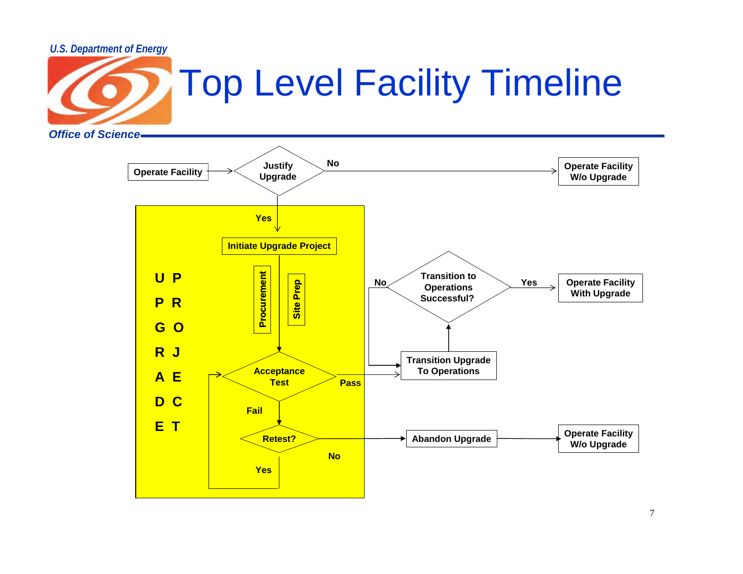# Top Level Facility Timeline

Operate Facility → Justify Upgrade

- No → Operate Facility W/o Upgrade
- Yes → UPGRADE PROJECT:
  - Initiate Upgrade Project
  - Procurement
  - Site Prep
  - Acceptance Test
    - Pass → Transition Upgrade To Operations
    - Fail → Retest?
      - Yes → Acceptance Test
      - No → Abandon Upgrade → Operate Facility W/o Upgrade

Transition Upgrade To Operations → Transition to Operations Successful?

- Yes → Operate Facility With Upgrade
- No → Transition Upgrade To Operations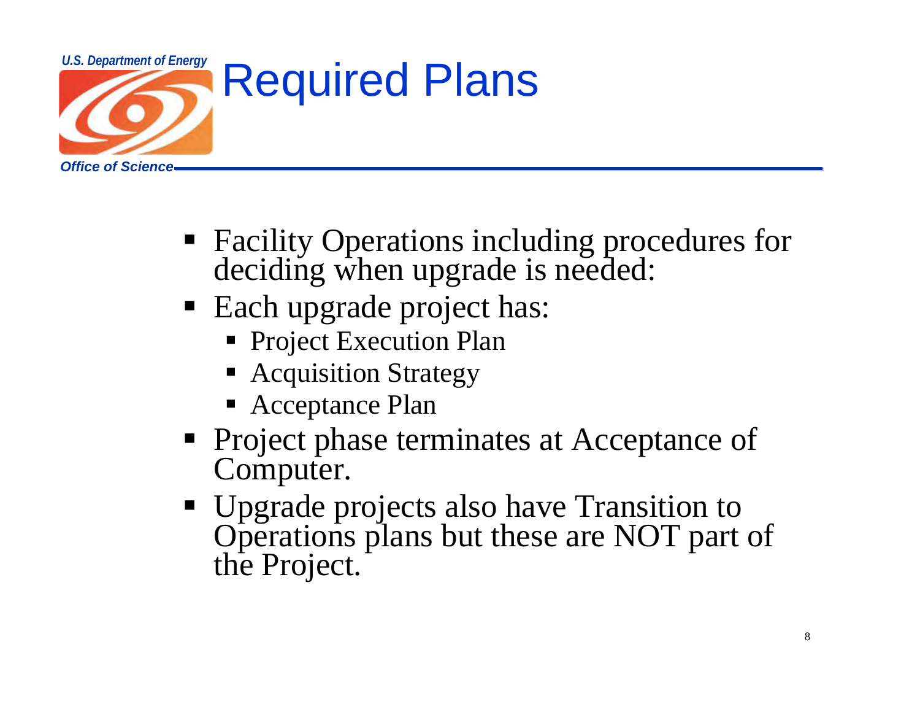# Required Plans

- Facility Operations including procedures for deciding when upgrade is needed:
- Each upgrade project has:
  - Project Execution Plan
  - Acquisition Strategy
  - Acceptance Plan
- Project phase terminates at Acceptance of Computer.
- Upgrade projects also have Transition to Operations plans but these are NOT part of the Project.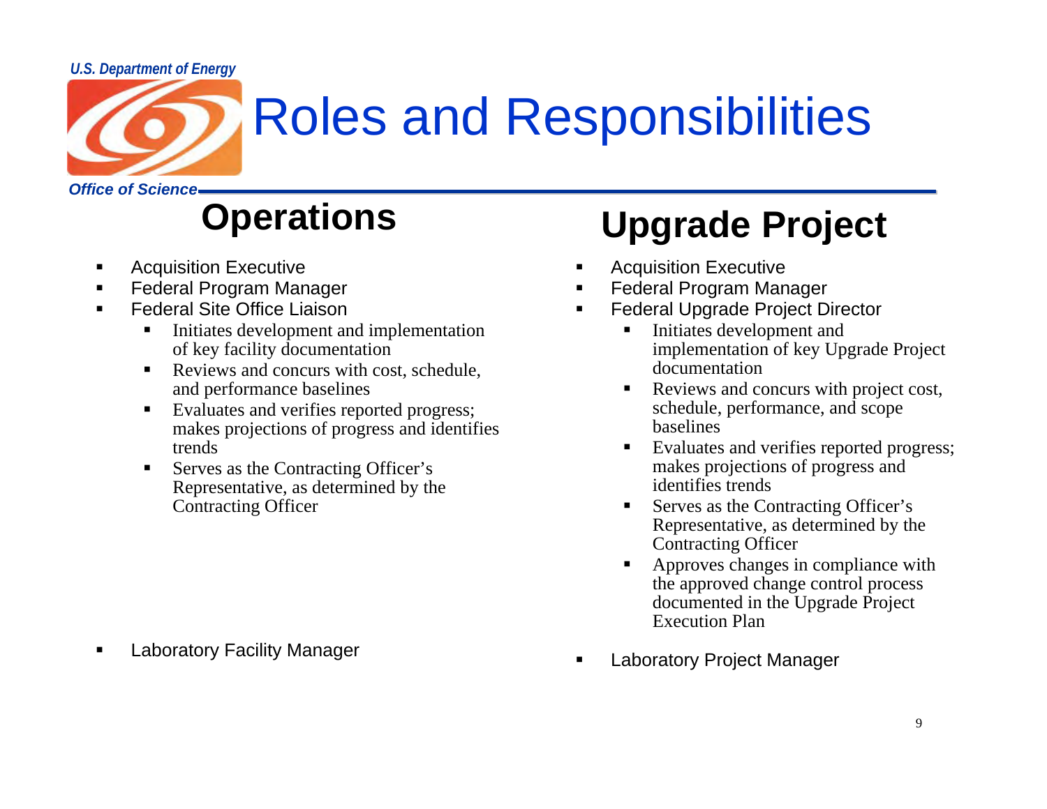# Roles and Responsibilities

## Operations

- Acquisition Executive
- Federal Program Manager
- Federal Site Office Liaison
  - Initiates development and implementation of key facility documentation
  - Reviews and concurs with cost, schedule, and performance baselines
  - Evaluates and verifies reported progress; makes projections of progress and identifies trends
  - Serves as the Contracting Officer's Representative, as determined by the Contracting Officer
- Laboratory Facility Manager

## Upgrade Project

- Acquisition Executive
- Federal Program Manager
- Federal Upgrade Project Director
  - Initiates development and implementation of key Upgrade Project documentation
  - Reviews and concurs with project cost, schedule, performance, and scope baselines
  - Evaluates and verifies reported progress; makes projections of progress and identifies trends
  - Serves as the Contracting Officer's Representative, as determined by the Contracting Officer
  - Approves changes in compliance with the approved change control process documented in the Upgrade Project Execution Plan
- Laboratory Project Manager